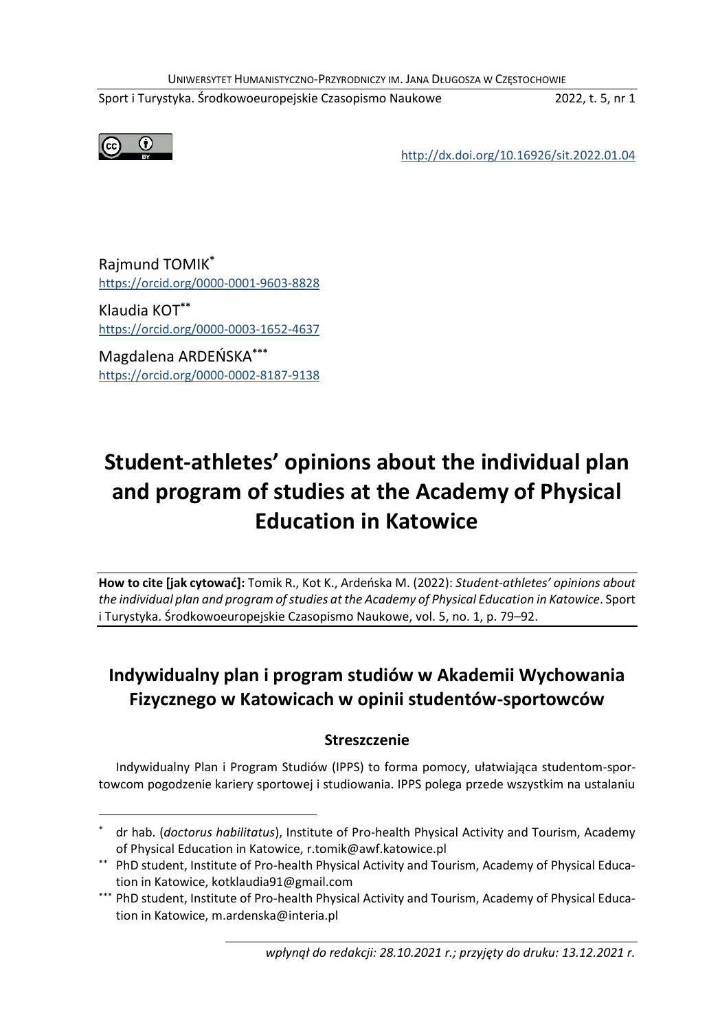http://dx.doi.org/10.16926/sit.2022.01.04

Rajmund TOMIK[*]
https://orcid.org/0000-0001-9603-8828

Klaudia KOT[**]
https://orcid.org/0000-0003-1652-4637

Magdalena ARDEŃSKA[***]
https://orcid.org/0000-0002-8187-9138

# Student-athletes' opinions about the individual plan and program of studies at the Academy of Physical Education in Katowice

**How to cite [jak cytować]:** Tomik R., Kot K., Ardeńska M. (2022): *Student-athletes' opinions about the individual plan and program of studies at the Academy of Physical Education in Katowice*. Sport i Turystyka. Środkowoeuropejskie Czasopismo Naukowe, vol. 5, no. 1, p. 79–92.

## Indywidualny plan i program studiów w Akademii Wychowania Fizycznego w Katowicach w opinii studentów-sportowców

### Streszczenie

Indywidualny Plan i Program Studiów (IPPS) to forma pomocy, ułatwiająca studentom-sportowcom pogodzenie kariery sportowej i studiowania. IPPS polega przede wszystkim na ustalaniu

---

[*] dr hab. (*doctorus habilitatus*), Institute of Pro-health Physical Activity and Tourism, Academy of Physical Education in Katowice, r.tomik@awf.katowice.pl

[**] PhD student, Institute of Pro-health Physical Activity and Tourism, Academy of Physical Education in Katowice, kotklaudia91@gmail.com

[***] PhD student, Institute of Pro-health Physical Activity and Tourism, Academy of Physical Education in Katowice, m.ardenska@interia.pl

*wpłynął do redakcji: 28.10.2021 r.; przyjęty do druku: 13.12.2021 r.*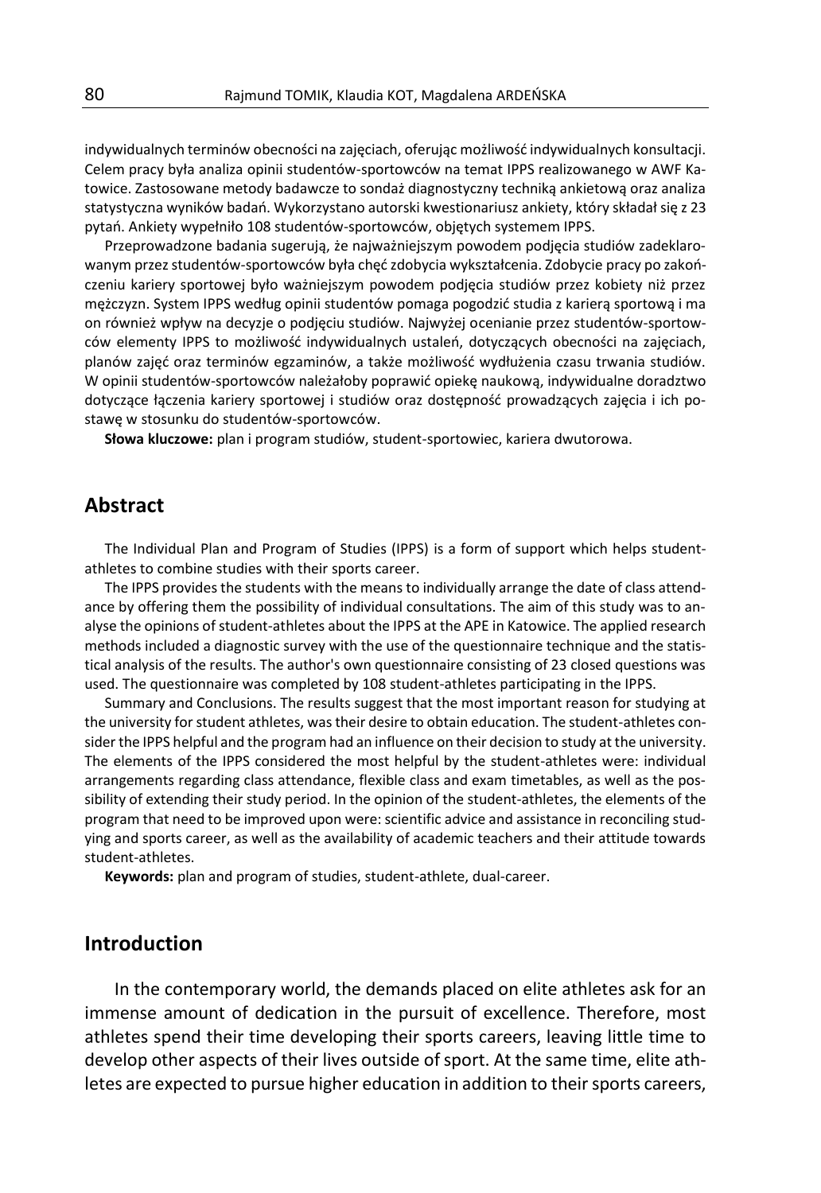indywidualnych terminów obecności na zajęciach, oferując możliwość indywidualnych konsultacji. Celem pracy była analiza opinii studentów-sportowców na temat IPPS realizowanego w AWF Katowice. Zastosowane metody badawcze to sondaż diagnostyczny techniką ankietową oraz analiza statystyczna wyników badań. Wykorzystano autorski kwestionariusz ankiety, który składał się z 23 pytań. Ankiety wypełniło 108 studentów-sportowców, objętych systemem IPPS.

Przeprowadzone badania sugerują, że najważniejszym powodem podjęcia studiów zadeklarowanym przez studentów-sportowców była chęć zdobycia wykształcenia. Zdobycie pracy po zakończeniu kariery sportowej było ważniejszym powodem podjęcia studiów przez kobiety niż przez mężczyzn. System IPPS według opinii studentów pomaga pogodzić studia z karierą sportową i ma on również wpływ na decyzje o podjęciu studiów. Najwyżej ocenianie przez studentów-sportowców elementy IPPS to możliwość indywidualnych ustaleń, dotyczących obecności na zajęciach, planów zajęć oraz terminów egzaminów, a także możliwość wydłużenia czasu trwania studiów. W opinii studentów-sportowców należałoby poprawić opiekę naukową, indywidualne doradztwo dotyczące łączenia kariery sportowej i studiów oraz dostępność prowadzących zajęcia i ich postawę w stosunku do studentów-sportowców.

**Słowa kluczowe:** plan i program studiów, student-sportowiec, kariera dwutorowa.

## Abstract

The Individual Plan and Program of Studies (IPPS) is a form of support which helps student-athletes to combine studies with their sports career.

The IPPS provides the students with the means to individually arrange the date of class attendance by offering them the possibility of individual consultations. The aim of this study was to analyse the opinions of student-athletes about the IPPS at the APE in Katowice. The applied research methods included a diagnostic survey with the use of the questionnaire technique and the statistical analysis of the results. The author's own questionnaire consisting of 23 closed questions was used. The questionnaire was completed by 108 student-athletes participating in the IPPS.

Summary and Conclusions. The results suggest that the most important reason for studying at the university for student athletes, was their desire to obtain education. The student-athletes consider the IPPS helpful and the program had an influence on their decision to study at the university. The elements of the IPPS considered the most helpful by the student-athletes were: individual arrangements regarding class attendance, flexible class and exam timetables, as well as the possibility of extending their study period. In the opinion of the student-athletes, the elements of the program that need to be improved upon were: scientific advice and assistance in reconciling studying and sports career, as well as the availability of academic teachers and their attitude towards student-athletes.

**Keywords:** plan and program of studies, student-athlete, dual-career.

## Introduction

In the contemporary world, the demands placed on elite athletes ask for an immense amount of dedication in the pursuit of excellence. Therefore, most athletes spend their time developing their sports careers, leaving little time to develop other aspects of their lives outside of sport. At the same time, elite athletes are expected to pursue higher education in addition to their sports careers,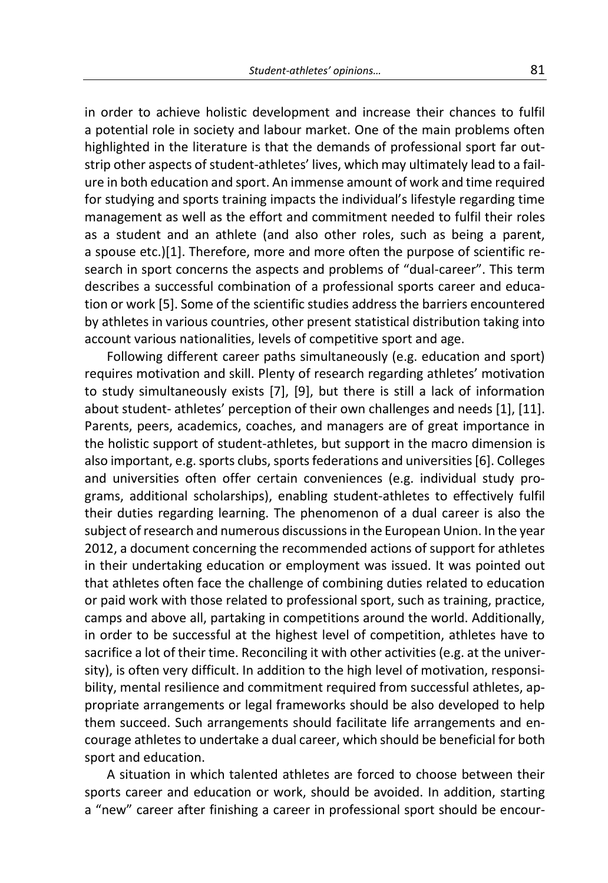in order to achieve holistic development and increase their chances to fulfil a potential role in society and labour market. One of the main problems often highlighted in the literature is that the demands of professional sport far outstrip other aspects of student-athletes' lives, which may ultimately lead to a failure in both education and sport. An immense amount of work and time required for studying and sports training impacts the individual's lifestyle regarding time management as well as the effort and commitment needed to fulfil their roles as a student and an athlete (and also other roles, such as being a parent, a spouse etc.)[1]. Therefore, more and more often the purpose of scientific research in sport concerns the aspects and problems of "dual-career". This term describes a successful combination of a professional sports career and education or work [5]. Some of the scientific studies address the barriers encountered by athletes in various countries, other present statistical distribution taking into account various nationalities, levels of competitive sport and age.

Following different career paths simultaneously (e.g. education and sport) requires motivation and skill. Plenty of research regarding athletes' motivation to study simultaneously exists [7], [9], but there is still a lack of information about student- athletes' perception of their own challenges and needs [1], [11]. Parents, peers, academics, coaches, and managers are of great importance in the holistic support of student-athletes, but support in the macro dimension is also important, e.g. sports clubs, sports federations and universities [6]. Colleges and universities often offer certain conveniences (e.g. individual study programs, additional scholarships), enabling student-athletes to effectively fulfil their duties regarding learning. The phenomenon of a dual career is also the subject of research and numerous discussions in the European Union. In the year 2012, a document concerning the recommended actions of support for athletes in their undertaking education or employment was issued. It was pointed out that athletes often face the challenge of combining duties related to education or paid work with those related to professional sport, such as training, practice, camps and above all, partaking in competitions around the world. Additionally, in order to be successful at the highest level of competition, athletes have to sacrifice a lot of their time. Reconciling it with other activities (e.g. at the university), is often very difficult. In addition to the high level of motivation, responsibility, mental resilience and commitment required from successful athletes, appropriate arrangements or legal frameworks should be also developed to help them succeed. Such arrangements should facilitate life arrangements and encourage athletes to undertake a dual career, which should be beneficial for both sport and education.

A situation in which talented athletes are forced to choose between their sports career and education or work, should be avoided. In addition, starting a "new" career after finishing a career in professional sport should be encour-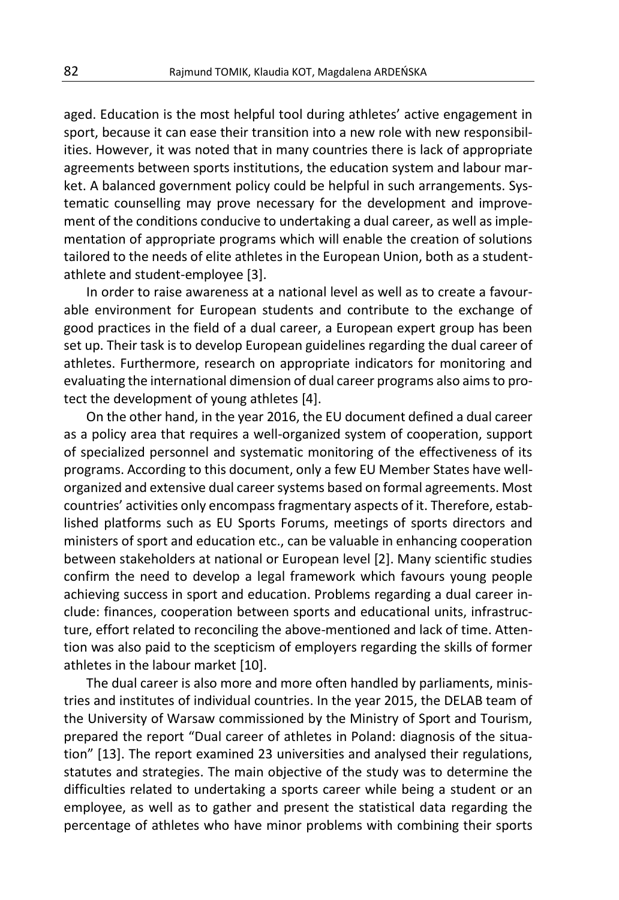aged. Education is the most helpful tool during athletes' active engagement in sport, because it can ease their transition into a new role with new responsibilities. However, it was noted that in many countries there is lack of appropriate agreements between sports institutions, the education system and labour market. A balanced government policy could be helpful in such arrangements. Systematic counselling may prove necessary for the development and improvement of the conditions conducive to undertaking a dual career, as well as implementation of appropriate programs which will enable the creation of solutions tailored to the needs of elite athletes in the European Union, both as a student-athlete and student-employee [3].

In order to raise awareness at a national level as well as to create a favourable environment for European students and contribute to the exchange of good practices in the field of a dual career, a European expert group has been set up. Their task is to develop European guidelines regarding the dual career of athletes. Furthermore, research on appropriate indicators for monitoring and evaluating the international dimension of dual career programs also aims to protect the development of young athletes [4].

On the other hand, in the year 2016, the EU document defined a dual career as a policy area that requires a well-organized system of cooperation, support of specialized personnel and systematic monitoring of the effectiveness of its programs. According to this document, only a few EU Member States have well-organized and extensive dual career systems based on formal agreements. Most countries' activities only encompass fragmentary aspects of it. Therefore, established platforms such as EU Sports Forums, meetings of sports directors and ministers of sport and education etc., can be valuable in enhancing cooperation between stakeholders at national or European level [2]. Many scientific studies confirm the need to develop a legal framework which favours young people achieving success in sport and education. Problems regarding a dual career include: finances, cooperation between sports and educational units, infrastructure, effort related to reconciling the above-mentioned and lack of time. Attention was also paid to the scepticism of employers regarding the skills of former athletes in the labour market [10].

The dual career is also more and more often handled by parliaments, ministries and institutes of individual countries. In the year 2015, the DELAB team of the University of Warsaw commissioned by the Ministry of Sport and Tourism, prepared the report "Dual career of athletes in Poland: diagnosis of the situation" [13]. The report examined 23 universities and analysed their regulations, statutes and strategies. The main objective of the study was to determine the difficulties related to undertaking a sports career while being a student or an employee, as well as to gather and present the statistical data regarding the percentage of athletes who have minor problems with combining their sports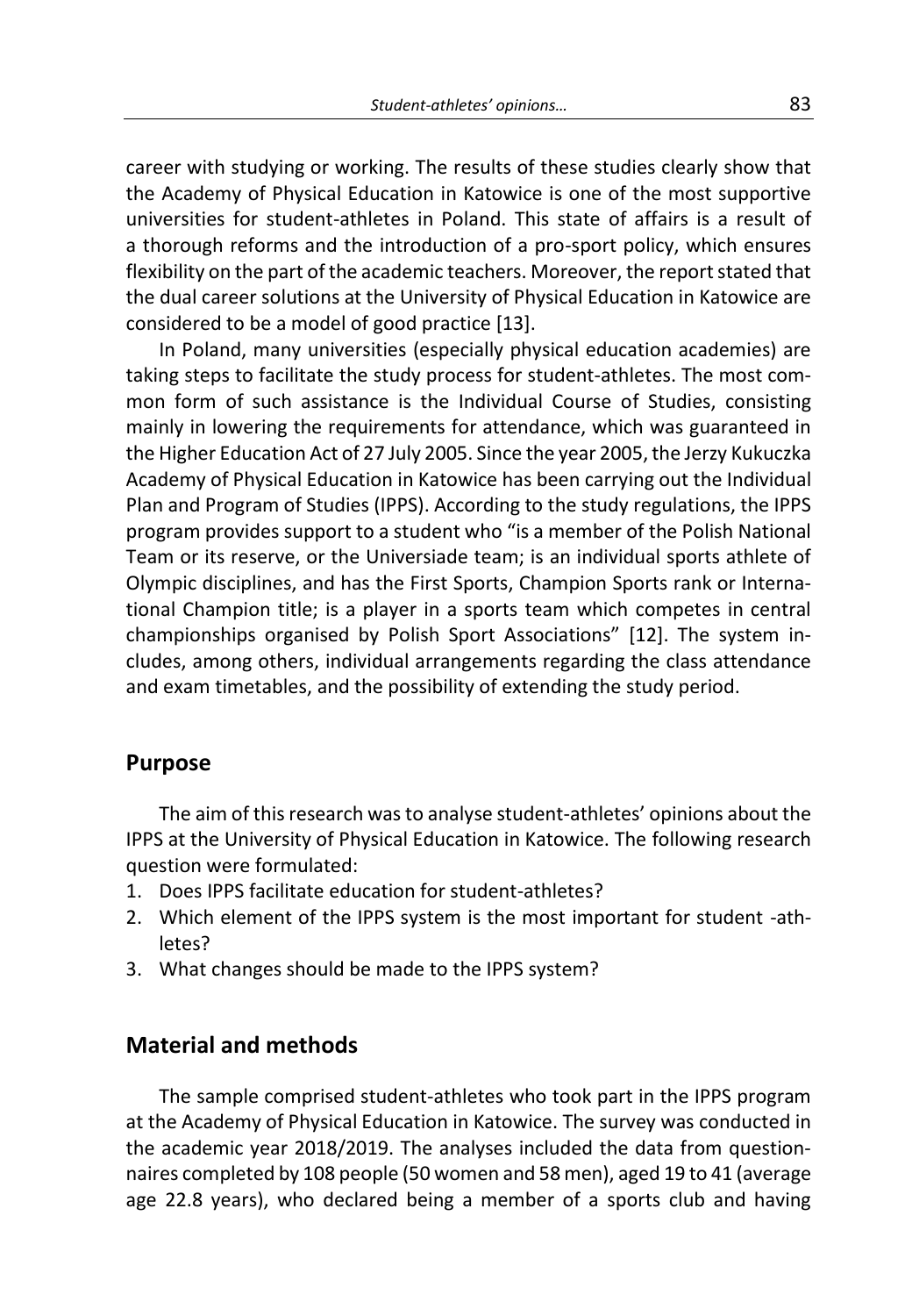career with studying or working. The results of these studies clearly show that the Academy of Physical Education in Katowice is one of the most supportive universities for student-athletes in Poland. This state of affairs is a result of a thorough reforms and the introduction of a pro-sport policy, which ensures flexibility on the part of the academic teachers. Moreover, the report stated that the dual career solutions at the University of Physical Education in Katowice are considered to be a model of good practice [13].

In Poland, many universities (especially physical education academies) are taking steps to facilitate the study process for student-athletes. The most common form of such assistance is the Individual Course of Studies, consisting mainly in lowering the requirements for attendance, which was guaranteed in the Higher Education Act of 27 July 2005. Since the year 2005, the Jerzy Kukuczka Academy of Physical Education in Katowice has been carrying out the Individual Plan and Program of Studies (IPPS). According to the study regulations, the IPPS program provides support to a student who "is a member of the Polish National Team or its reserve, or the Universiade team; is an individual sports athlete of Olympic disciplines, and has the First Sports, Champion Sports rank or International Champion title; is a player in a sports team which competes in central championships organised by Polish Sport Associations" [12]. The system includes, among others, individual arrangements regarding the class attendance and exam timetables, and the possibility of extending the study period.

## Purpose

The aim of this research was to analyse student-athletes' opinions about the IPPS at the University of Physical Education in Katowice. The following research question were formulated:

1. Does IPPS facilitate education for student-athletes?
2. Which element of the IPPS system is the most important for student -athletes?
3. What changes should be made to the IPPS system?

## Material and methods

The sample comprised student-athletes who took part in the IPPS program at the Academy of Physical Education in Katowice. The survey was conducted in the academic year 2018/2019. The analyses included the data from questionnaires completed by 108 people (50 women and 58 men), aged 19 to 41 (average age 22.8 years), who declared being a member of a sports club and having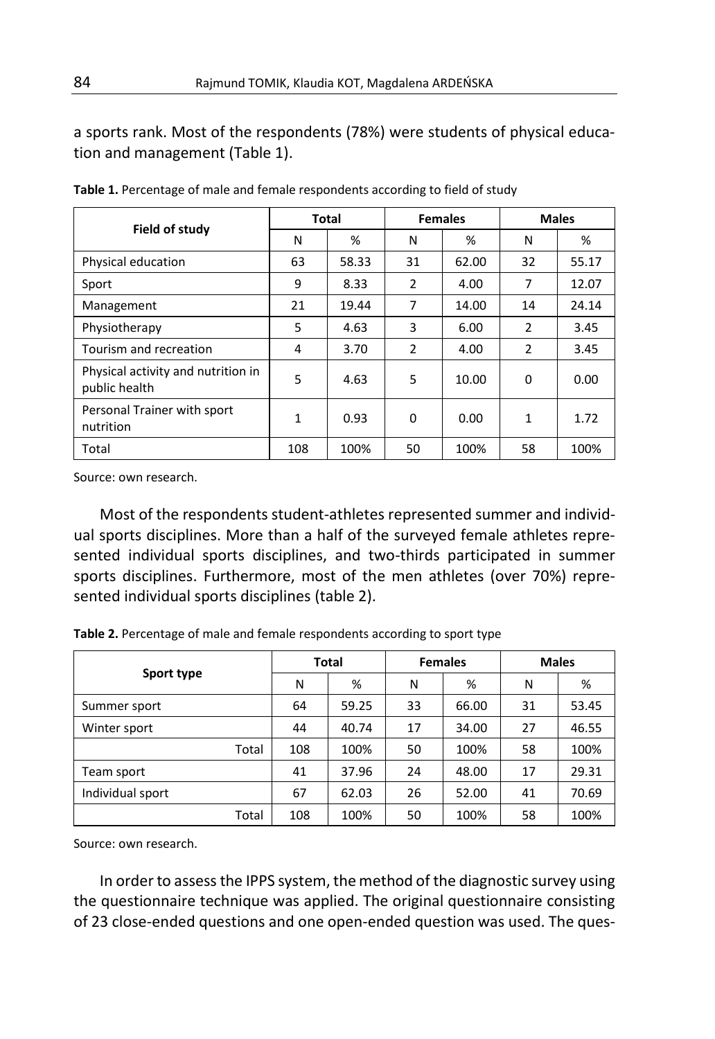a sports rank. Most of the respondents (78%) were students of physical education and management (Table 1).

**Table 1.** Percentage of male and female respondents according to field of study

| Field of study | Total | | Females | | Males | |
|---|---|---|---|---|---|---|
| | N | % | N | % | N | % |
| Physical education | 63 | 58.33 | 31 | 62.00 | 32 | 55.17 |
| Sport | 9 | 8.33 | 2 | 4.00 | 7 | 12.07 |
| Management | 21 | 19.44 | 7 | 14.00 | 14 | 24.14 |
| Physiotherapy | 5 | 4.63 | 3 | 6.00 | 2 | 3.45 |
| Tourism and recreation | 4 | 3.70 | 2 | 4.00 | 2 | 3.45 |
| Physical activity and nutrition in public health | 5 | 4.63 | 5 | 10.00 | 0 | 0.00 |
| Personal Trainer with sport nutrition | 1 | 0.93 | 0 | 0.00 | 1 | 1.72 |
| Total | 108 | 100% | 50 | 100% | 58 | 100% |

Source: own research.

Most of the respondents student-athletes represented summer and individual sports disciplines. More than a half of the surveyed female athletes represented individual sports disciplines, and two-thirds participated in summer sports disciplines. Furthermore, most of the men athletes (over 70%) represented individual sports disciplines (table 2).

**Table 2.** Percentage of male and female respondents according to sport type

| Sport type | Total | | Females | | Males | |
|---|---|---|---|---|---|---|
| | N | % | N | % | N | % |
| Summer sport | 64 | 59.25 | 33 | 66.00 | 31 | 53.45 |
| Winter sport | 44 | 40.74 | 17 | 34.00 | 27 | 46.55 |
| Total | 108 | 100% | 50 | 100% | 58 | 100% |
| Team sport | 41 | 37.96 | 24 | 48.00 | 17 | 29.31 |
| Individual sport | 67 | 62.03 | 26 | 52.00 | 41 | 70.69 |
| Total | 108 | 100% | 50 | 100% | 58 | 100% |

Source: own research.

In order to assess the IPPS system, the method of the diagnostic survey using the questionnaire technique was applied. The original questionnaire consisting of 23 close-ended questions and one open-ended question was used. The ques-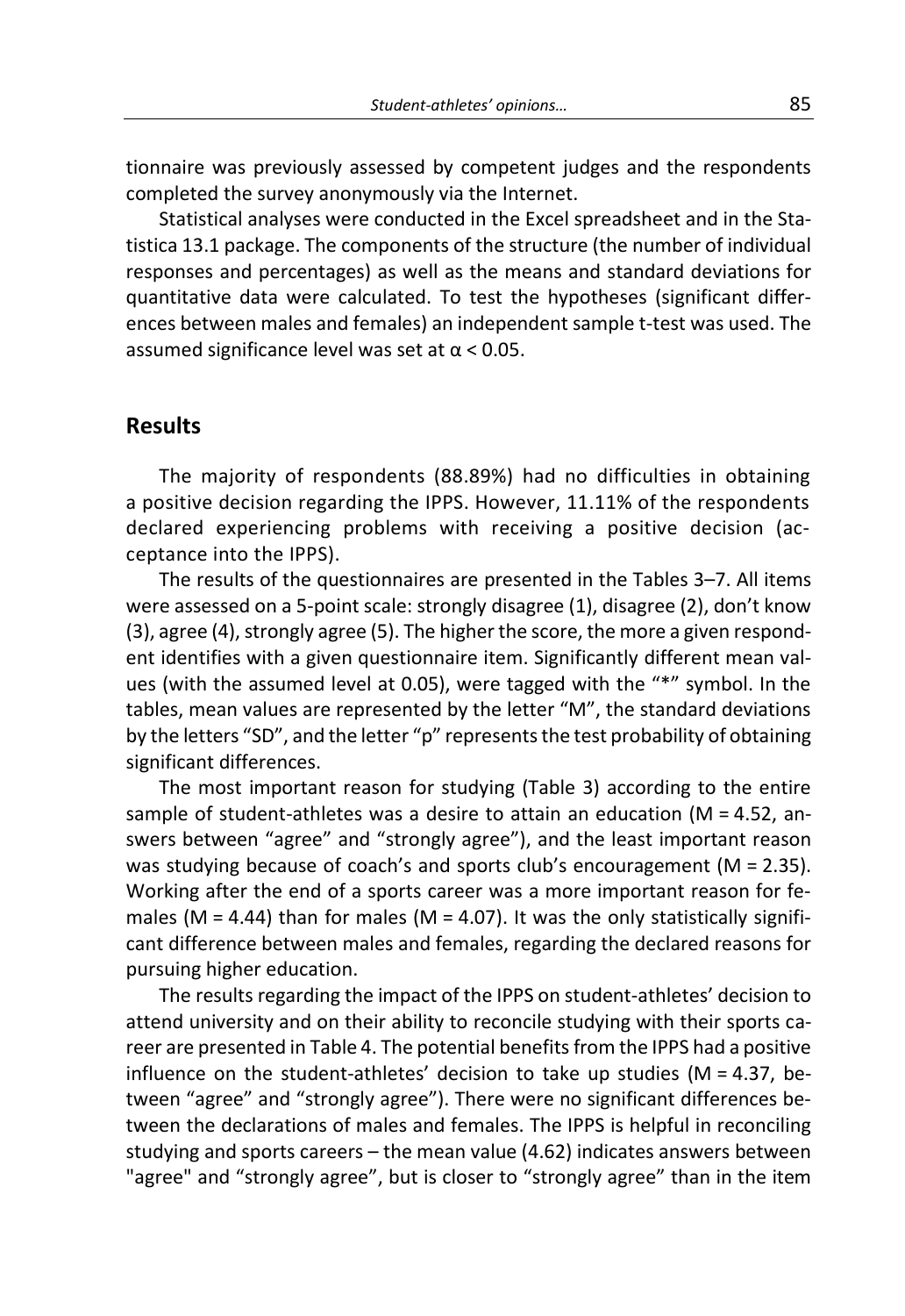tionnaire was previously assessed by competent judges and the respondents completed the survey anonymously via the Internet.

Statistical analyses were conducted in the Excel spreadsheet and in the Statistica 13.1 package. The components of the structure (the number of individual responses and percentages) as well as the means and standard deviations for quantitative data were calculated. To test the hypotheses (significant differences between males and females) an independent sample t-test was used. The assumed significance level was set at $\alpha < 0.05$.

## Results

The majority of respondents (88.89%) had no difficulties in obtaining a positive decision regarding the IPPS. However, 11.11% of the respondents declared experiencing problems with receiving a positive decision (acceptance into the IPPS).

The results of the questionnaires are presented in the Tables 3–7. All items were assessed on a 5-point scale: strongly disagree (1), disagree (2), don't know (3), agree (4), strongly agree (5). The higher the score, the more a given respondent identifies with a given questionnaire item. Significantly different mean values (with the assumed level at 0.05), were tagged with the "*" symbol. In the tables, mean values are represented by the letter "M", the standard deviations by the letters "SD", and the letter "p" represents the test probability of obtaining significant differences.

The most important reason for studying (Table 3) according to the entire sample of student-athletes was a desire to attain an education (M = 4.52, answers between "agree" and "strongly agree"), and the least important reason was studying because of coach's and sports club's encouragement (M = 2.35). Working after the end of a sports career was a more important reason for females (M = 4.44) than for males (M = 4.07). It was the only statistically significant difference between males and females, regarding the declared reasons for pursuing higher education.

The results regarding the impact of the IPPS on student-athletes' decision to attend university and on their ability to reconcile studying with their sports career are presented in Table 4. The potential benefits from the IPPS had a positive influence on the student-athletes' decision to take up studies (M = 4.37, between "agree" and "strongly agree"). There were no significant differences between the declarations of males and females. The IPPS is helpful in reconciling studying and sports careers – the mean value (4.62) indicates answers between "agree" and "strongly agree", but is closer to "strongly agree" than in the item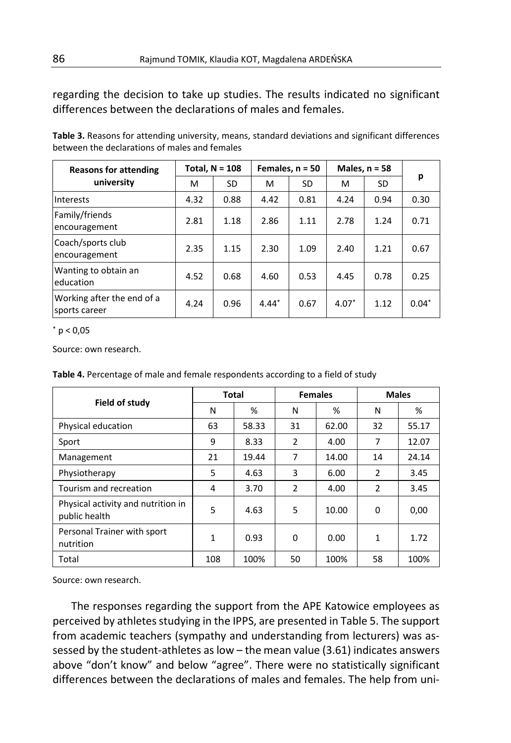regarding the decision to take up studies. The results indicated no significant differences between the declarations of males and females.

**Table 3.** Reasons for attending university, means, standard deviations and significant differences between the declarations of males and females

| Reasons for attending university | Total, N = 108 | | Females, n = 50 | | Males, n = 58 | | p |
|---|---|---|---|---|---|---|---|
| | M | SD | M | SD | M | SD | |
| Interests | 4.32 | 0.88 | 4.42 | 0.81 | 4.24 | 0.94 | 0.30 |
| Family/friends encouragement | 2.81 | 1.18 | 2.86 | 1.11 | 2.78 | 1.24 | 0.71 |
| Coach/sports club encouragement | 2.35 | 1.15 | 2.30 | 1.09 | 2.40 | 1.21 | 0.67 |
| Wanting to obtain an education | 4.52 | 0.68 | 4.60 | 0.53 | 4.45 | 0.78 | 0.25 |
| Working after the end of a sports career | 4.24 | 0.96 | 4.44* | 0.67 | 4.07* | 1.12 | 0.04* |

* $p < 0,05$

Source: own research.

**Table 4.** Percentage of male and female respondents according to a field of study

| Field of study | Total | | Females | | Males | |
|---|---|---|---|---|---|---|
| | N | % | N | % | N | % |
| Physical education | 63 | 58.33 | 31 | 62.00 | 32 | 55.17 |
| Sport | 9 | 8.33 | 2 | 4.00 | 7 | 12.07 |
| Management | 21 | 19.44 | 7 | 14.00 | 14 | 24.14 |
| Physiotherapy | 5 | 4.63 | 3 | 6.00 | 2 | 3.45 |
| Tourism and recreation | 4 | 3.70 | 2 | 4.00 | 2 | 3.45 |
| Physical activity and nutrition in public health | 5 | 4.63 | 5 | 10.00 | 0 | 0,00 |
| Personal Trainer with sport nutrition | 1 | 0.93 | 0 | 0.00 | 1 | 1.72 |
| Total | 108 | 100% | 50 | 100% | 58 | 100% |

Source: own research.

The responses regarding the support from the APE Katowice employees as perceived by athletes studying in the IPPS, are presented in Table 5. The support from academic teachers (sympathy and understanding from lecturers) was assessed by the student-athletes as low – the mean value (3.61) indicates answers above "don't know" and below "agree". There were no statistically significant differences between the declarations of males and females. The help from uni-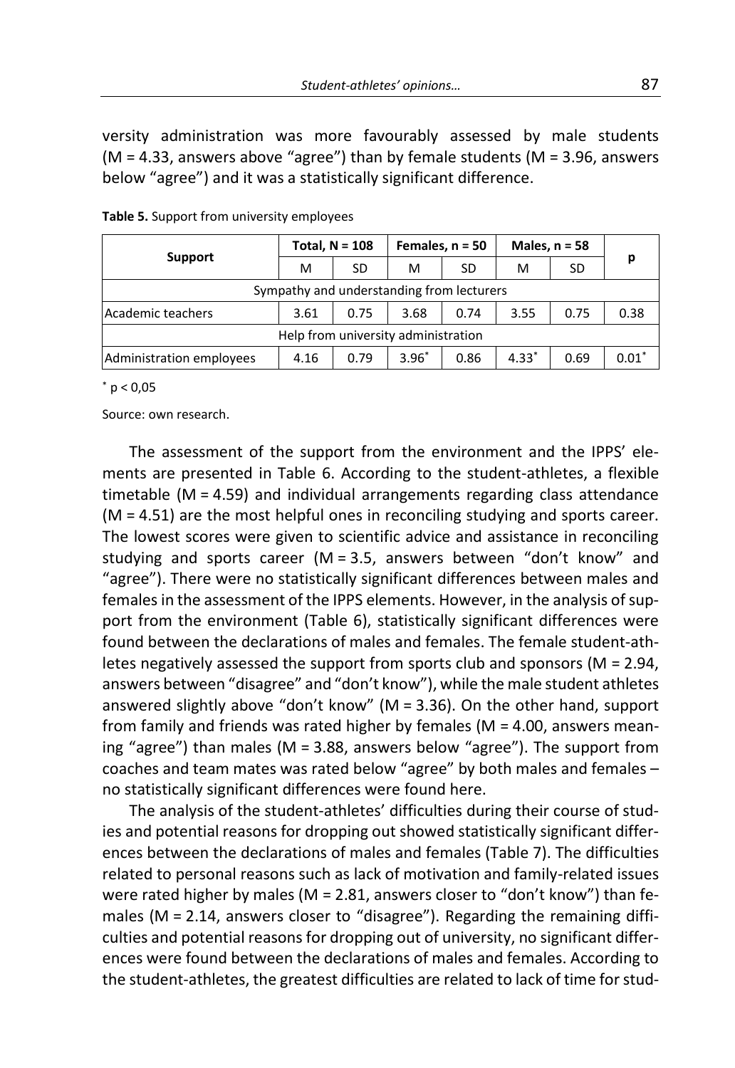versity administration was more favourably assessed by male students (M = 4.33, answers above "agree") than by female students (M = 3.96, answers below "agree") and it was a statistically significant difference.

**Table 5.** Support from university employees

| Support | Total, N = 108 | | Females, n = 50 | | Males, n = 58 | | p |
|---|---|---|---|---|---|---|---|
| | M | SD | M | SD | M | SD | |
| Sympathy and understanding from lecturers | | | | | | | |
| Academic teachers | 3.61 | 0.75 | 3.68 | 0.74 | 3.55 | 0.75 | 0.38 |
| Help from university administration | | | | | | | |
| Administration employees | 4.16 | 0.79 | 3.96* | 0.86 | 4.33* | 0.69 | 0.01* |

* $p < 0,05$

Source: own research.

The assessment of the support from the environment and the IPPS' elements are presented in Table 6. According to the student-athletes, a flexible timetable (M = 4.59) and individual arrangements regarding class attendance (M = 4.51) are the most helpful ones in reconciling studying and sports career. The lowest scores were given to scientific advice and assistance in reconciling studying and sports career (M = 3.5, answers between "don't know" and "agree"). There were no statistically significant differences between males and females in the assessment of the IPPS elements. However, in the analysis of support from the environment (Table 6), statistically significant differences were found between the declarations of males and females. The female student-athletes negatively assessed the support from sports club and sponsors (M = 2.94, answers between "disagree" and "don't know"), while the male student athletes answered slightly above "don't know" (M = 3.36). On the other hand, support from family and friends was rated higher by females (M = 4.00, answers meaning "agree") than males (M = 3.88, answers below "agree"). The support from coaches and team mates was rated below "agree" by both males and females – no statistically significant differences were found here.

The analysis of the student-athletes' difficulties during their course of studies and potential reasons for dropping out showed statistically significant differences between the declarations of males and females (Table 7). The difficulties related to personal reasons such as lack of motivation and family-related issues were rated higher by males (M = 2.81, answers closer to "don't know") than females (M = 2.14, answers closer to "disagree"). Regarding the remaining difficulties and potential reasons for dropping out of university, no significant differences were found between the declarations of males and females. According to the student-athletes, the greatest difficulties are related to lack of time for stud-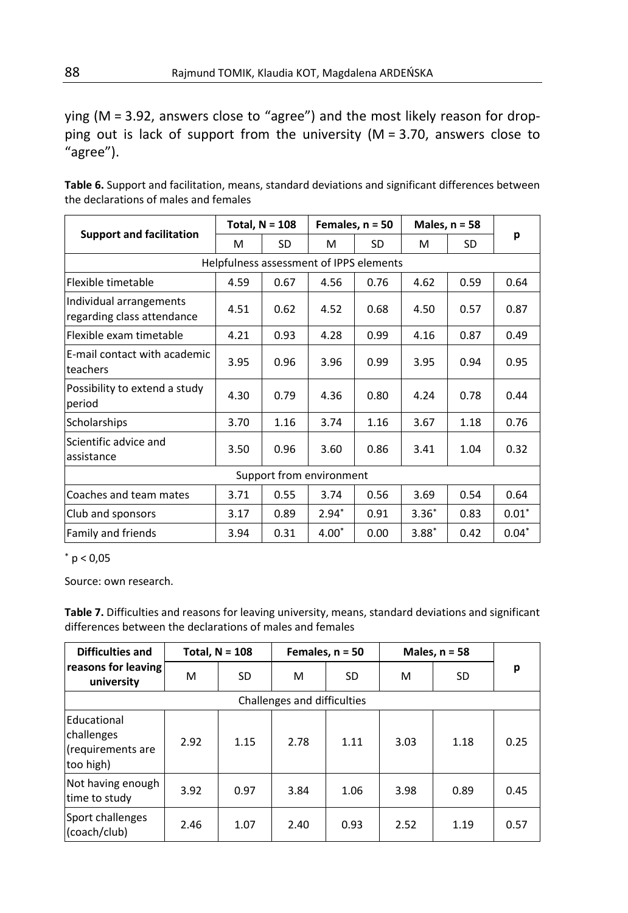ying (M = 3.92, answers close to "agree") and the most likely reason for dropping out is lack of support from the university (M = 3.70, answers close to "agree").

**Table 6.** Support and facilitation, means, standard deviations and significant differences between the declarations of males and females

| Support and facilitation | Total, N = 108 | | Females, n = 50 | | Males, n = 58 | | p |
|---|---|---|---|---|---|---|---|
| | M | SD | M | SD | M | SD | |
| Helpfulness assessment of IPPS elements | | | | | | | |
| Flexible timetable | 4.59 | 0.67 | 4.56 | 0.76 | 4.62 | 0.59 | 0.64 |
| Individual arrangements regarding class attendance | 4.51 | 0.62 | 4.52 | 0.68 | 4.50 | 0.57 | 0.87 |
| Flexible exam timetable | 4.21 | 0.93 | 4.28 | 0.99 | 4.16 | 0.87 | 0.49 |
| E-mail contact with academic teachers | 3.95 | 0.96 | 3.96 | 0.99 | 3.95 | 0.94 | 0.95 |
| Possibility to extend a study period | 4.30 | 0.79 | 4.36 | 0.80 | 4.24 | 0.78 | 0.44 |
| Scholarships | 3.70 | 1.16 | 3.74 | 1.16 | 3.67 | 1.18 | 0.76 |
| Scientific advice and assistance | 3.50 | 0.96 | 3.60 | 0.86 | 3.41 | 1.04 | 0.32 |
| Support from environment | | | | | | | |
| Coaches and team mates | 3.71 | 0.55 | 3.74 | 0.56 | 3.69 | 0.54 | 0.64 |
| Club and sponsors | 3.17 | 0.89 | $2.94^*$ | 0.91 | $3.36^*$ | 0.83 | $0.01^*$ |
| Family and friends | 3.94 | 0.31 | $4.00^*$ | 0.00 | $3.88^*$ | 0.42 | $0.04^*$ |

$^*$ $p < 0{,}05$

Source: own research.

**Table 7.** Difficulties and reasons for leaving university, means, standard deviations and significant differences between the declarations of males and females

| Difficulties and reasons for leaving university | Total, N = 108 | | Females, n = 50 | | Males, n = 58 | | p |
|---|---|---|---|---|---|---|---|
| | M | SD | M | SD | M | SD | |
| Challenges and difficulties | | | | | | | |
| Educational challenges (requirements are too high) | 2.92 | 1.15 | 2.78 | 1.11 | 3.03 | 1.18 | 0.25 |
| Not having enough time to study | 3.92 | 0.97 | 3.84 | 1.06 | 3.98 | 0.89 | 0.45 |
| Sport challenges (coach/club) | 2.46 | 1.07 | 2.40 | 0.93 | 2.52 | 1.19 | 0.57 |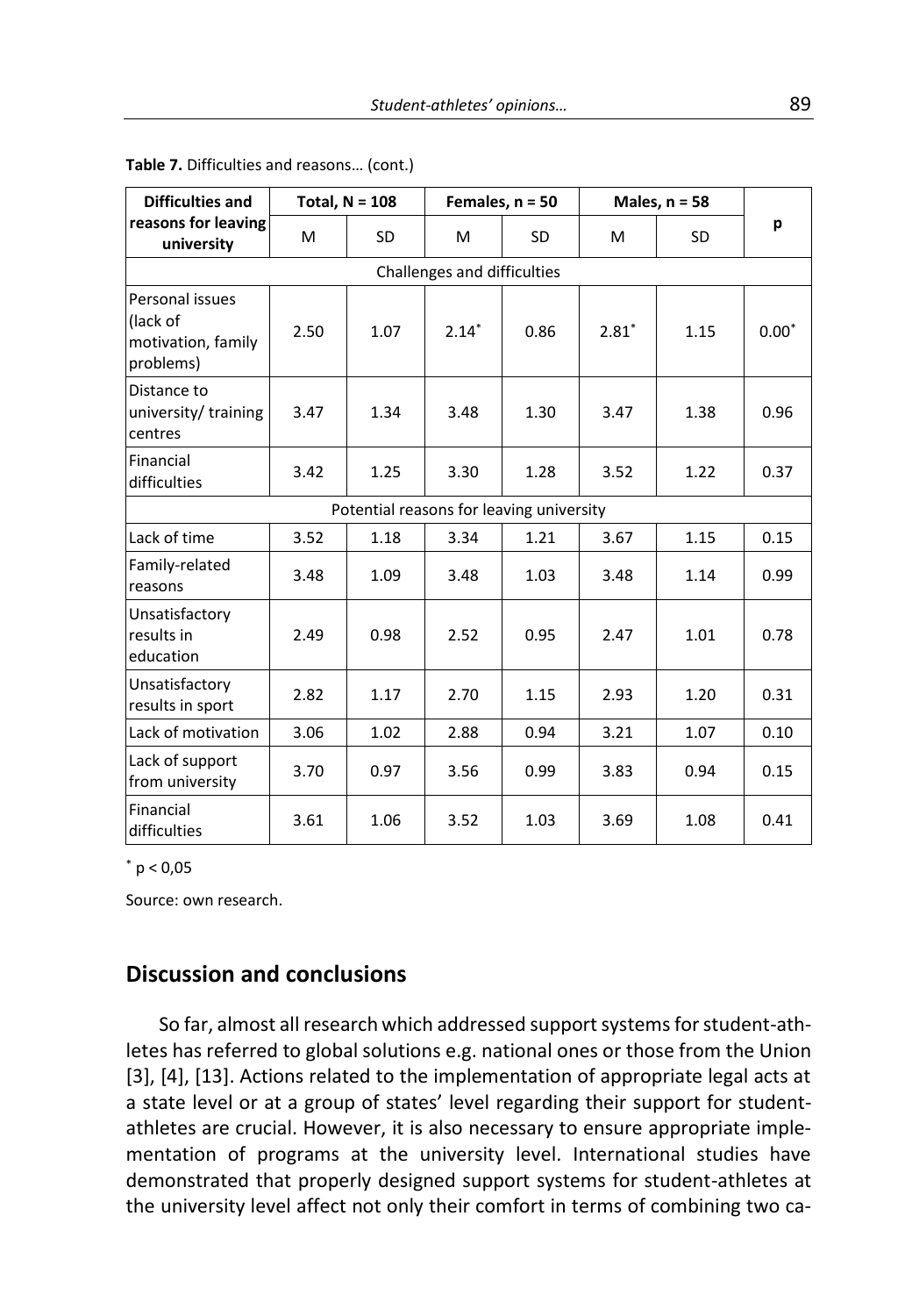**Table 7.** Difficulties and reasons… (cont.)

| Difficulties and reasons for leaving university | Total, N = 108 | | Females, n = 50 | | Males, n = 58 | | p |
|---|---|---|---|---|---|---|---|
| | M | SD | M | SD | M | SD | |
| Challenges and difficulties | | | | | | | |
| Personal issues (lack of motivation, family problems) | 2.50 | 1.07 | 2.14* | 0.86 | 2.81* | 1.15 | 0.00* |
| Distance to university/ training centres | 3.47 | 1.34 | 3.48 | 1.30 | 3.47 | 1.38 | 0.96 |
| Financial difficulties | 3.42 | 1.25 | 3.30 | 1.28 | 3.52 | 1.22 | 0.37 |
| Potential reasons for leaving university | | | | | | | |
| Lack of time | 3.52 | 1.18 | 3.34 | 1.21 | 3.67 | 1.15 | 0.15 |
| Family-related reasons | 3.48 | 1.09 | 3.48 | 1.03 | 3.48 | 1.14 | 0.99 |
| Unsatisfactory results in education | 2.49 | 0.98 | 2.52 | 0.95 | 2.47 | 1.01 | 0.78 |
| Unsatisfactory results in sport | 2.82 | 1.17 | 2.70 | 1.15 | 2.93 | 1.20 | 0.31 |
| Lack of motivation | 3.06 | 1.02 | 2.88 | 0.94 | 3.21 | 1.07 | 0.10 |
| Lack of support from university | 3.70 | 0.97 | 3.56 | 0.99 | 3.83 | 0.94 | 0.15 |
| Financial difficulties | 3.61 | 1.06 | 3.52 | 1.03 | 3.69 | 1.08 | 0.41 |

* $p < 0{,}05$

Source: own research.

## Discussion and conclusions

So far, almost all research which addressed support systems for student-athletes has referred to global solutions e.g. national ones or those from the Union [3], [4], [13]. Actions related to the implementation of appropriate legal acts at a state level or at a group of states' level regarding their support for student-athletes are crucial. However, it is also necessary to ensure appropriate implementation of programs at the university level. International studies have demonstrated that properly designed support systems for student-athletes at the university level affect not only their comfort in terms of combining two ca-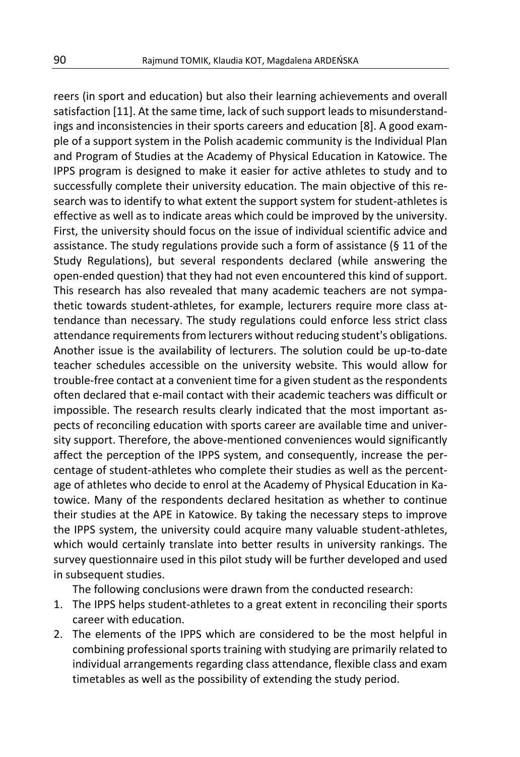reers (in sport and education) but also their learning achievements and overall satisfaction [11]. At the same time, lack of such support leads to misunderstandings and inconsistencies in their sports careers and education [8]. A good example of a support system in the Polish academic community is the Individual Plan and Program of Studies at the Academy of Physical Education in Katowice. The IPPS program is designed to make it easier for active athletes to study and to successfully complete their university education. The main objective of this research was to identify to what extent the support system for student-athletes is effective as well as to indicate areas which could be improved by the university. First, the university should focus on the issue of individual scientific advice and assistance. The study regulations provide such a form of assistance (§ 11 of the Study Regulations), but several respondents declared (while answering the open-ended question) that they had not even encountered this kind of support. This research has also revealed that many academic teachers are not sympathetic towards student-athletes, for example, lecturers require more class attendance than necessary. The study regulations could enforce less strict class attendance requirements from lecturers without reducing student's obligations. Another issue is the availability of lecturers. The solution could be up-to-date teacher schedules accessible on the university website. This would allow for trouble-free contact at a convenient time for a given student as the respondents often declared that e-mail contact with their academic teachers was difficult or impossible. The research results clearly indicated that the most important aspects of reconciling education with sports career are available time and university support. Therefore, the above-mentioned conveniences would significantly affect the perception of the IPPS system, and consequently, increase the percentage of student-athletes who complete their studies as well as the percentage of athletes who decide to enrol at the Academy of Physical Education in Katowice. Many of the respondents declared hesitation as whether to continue their studies at the APE in Katowice. By taking the necessary steps to improve the IPPS system, the university could acquire many valuable student-athletes, which would certainly translate into better results in university rankings. The survey questionnaire used in this pilot study will be further developed and used in subsequent studies.

The following conclusions were drawn from the conducted research:

1. The IPPS helps student-athletes to a great extent in reconciling their sports career with education.
2. The elements of the IPPS which are considered to be the most helpful in combining professional sports training with studying are primarily related to individual arrangements regarding class attendance, flexible class and exam timetables as well as the possibility of extending the study period.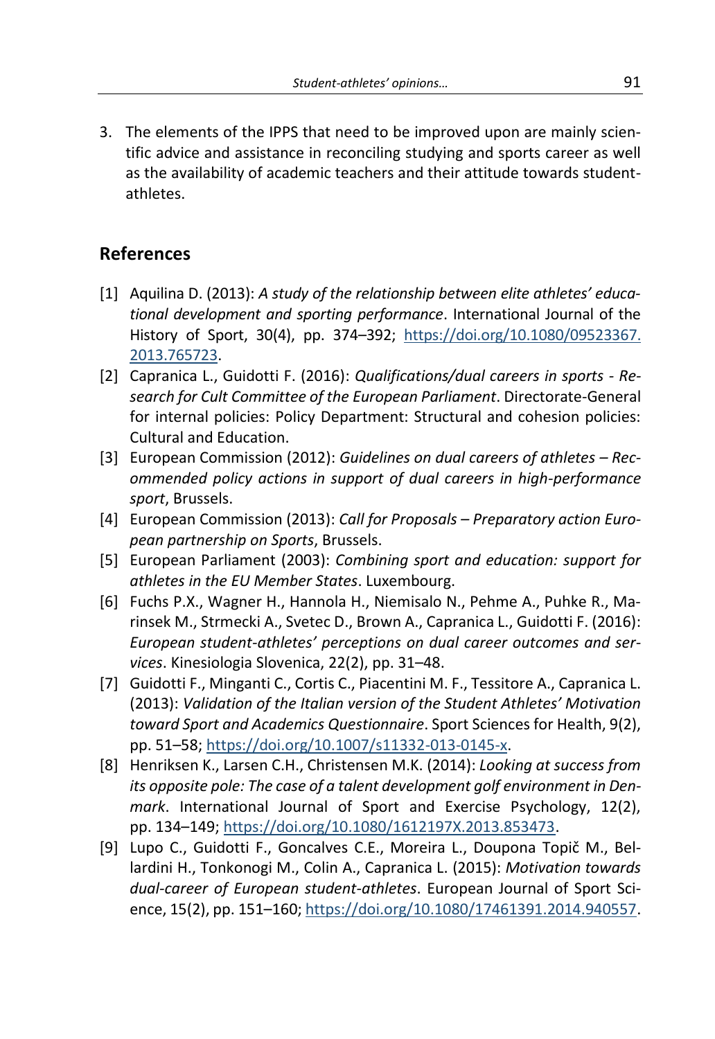3. The elements of the IPPS that need to be improved upon are mainly scientific advice and assistance in reconciling studying and sports career as well as the availability of academic teachers and their attitude towards student-athletes.

## References

[1] Aquilina D. (2013): *A study of the relationship between elite athletes' educational development and sporting performance*. International Journal of the History of Sport, 30(4), pp. 374–392; https://doi.org/10.1080/09523367.2013.765723.

[2] Capranica L., Guidotti F. (2016): *Qualifications/dual careers in sports - Research for Cult Committee of the European Parliament*. Directorate-General for internal policies: Policy Department: Structural and cohesion policies: Cultural and Education.

[3] European Commission (2012): *Guidelines on dual careers of athletes – Recommended policy actions in support of dual careers in high-performance sport*, Brussels.

[4] European Commission (2013): *Call for Proposals – Preparatory action European partnership on Sports*, Brussels.

[5] European Parliament (2003): *Combining sport and education: support for athletes in the EU Member States*. Luxembourg.

[6] Fuchs P.X., Wagner H., Hannola H., Niemisalo N., Pehme A., Puhke R., Marinsek M., Strmecki A., Svetec D., Brown A., Capranica L., Guidotti F. (2016): *European student-athletes' perceptions on dual career outcomes and services*. Kinesiologia Slovenica, 22(2), pp. 31–48.

[7] Guidotti F., Minganti C., Cortis C., Piacentini M. F., Tessitore A., Capranica L. (2013): *Validation of the Italian version of the Student Athletes' Motivation toward Sport and Academics Questionnaire*. Sport Sciences for Health, 9(2), pp. 51–58; https://doi.org/10.1007/s11332-013-0145-x.

[8] Henriksen K., Larsen C.H., Christensen M.K. (2014): *Looking at success from its opposite pole: The case of a talent development golf environment in Denmark*. International Journal of Sport and Exercise Psychology, 12(2), pp. 134–149; https://doi.org/10.1080/1612197X.2013.853473.

[9] Lupo C., Guidotti F., Goncalves C.E., Moreira L., Doupona Topič M., Bellardini H., Tonkonogi M., Colin A., Capranica L. (2015): *Motivation towards dual-career of European student-athletes*. European Journal of Sport Science, 15(2), pp. 151–160; https://doi.org/10.1080/17461391.2014.940557.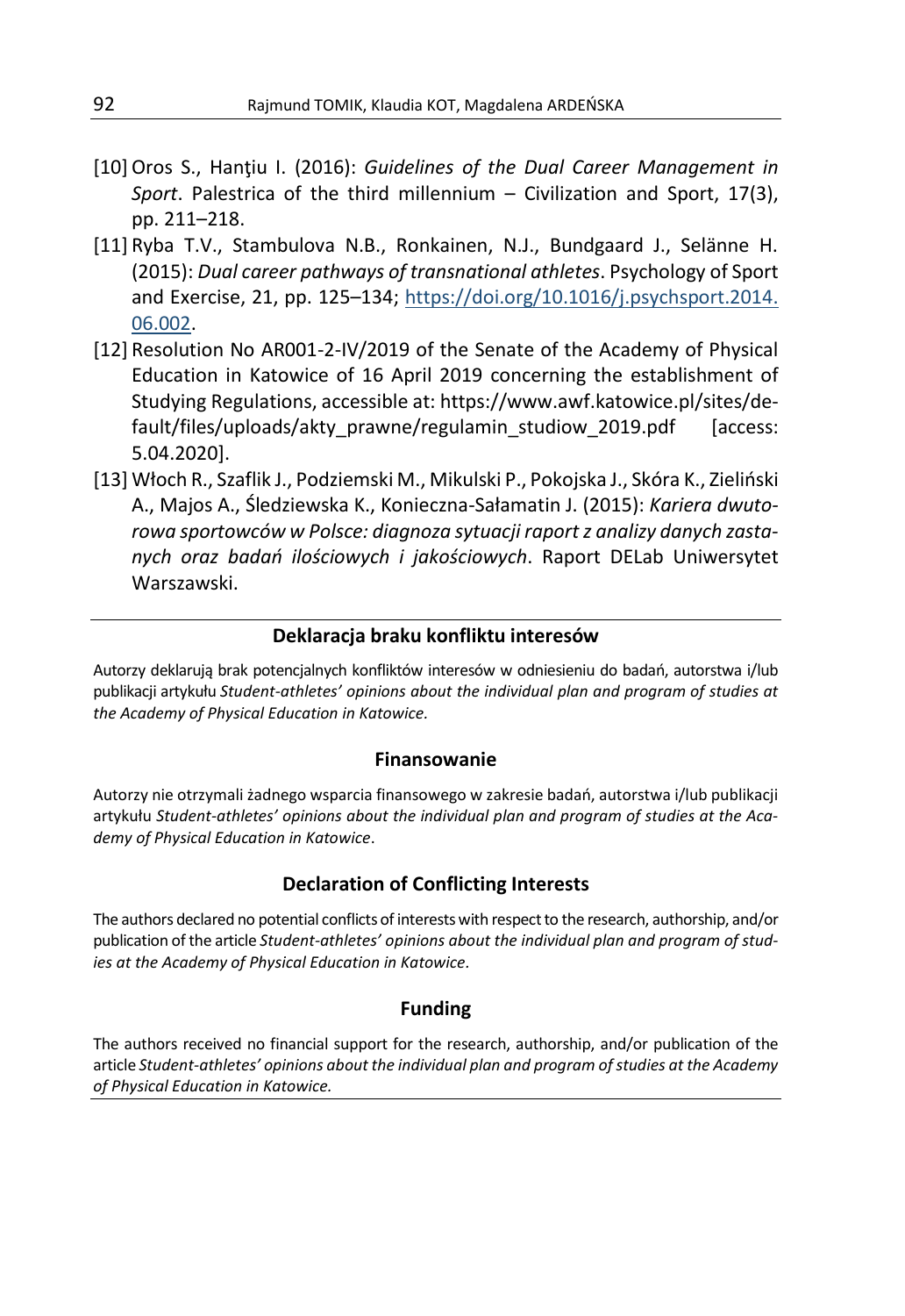[10] Oros S., Hanţiu I. (2016): *Guidelines of the Dual Career Management in Sport*. Palestrica of the third millennium – Civilization and Sport, 17(3), pp. 211–218.

[11] Ryba T.V., Stambulova N.B., Ronkainen, N.J., Bundgaard J., Selänne H. (2015): *Dual career pathways of transnational athletes*. Psychology of Sport and Exercise, 21, pp. 125–134; https://doi.org/10.1016/j.psychsport.2014.06.002.

[12] Resolution No AR001-2-IV/2019 of the Senate of the Academy of Physical Education in Katowice of 16 April 2019 concerning the establishment of Studying Regulations, accessible at: https://www.awf.katowice.pl/sites/default/files/uploads/akty_prawne/regulamin_studiow_2019.pdf [access: 5.04.2020].

[13] Włoch R., Szaflik J., Podziemski M., Mikulski P., Pokojska J., Skóra K., Zieliński A., Majos A., Śledziewska K., Konieczna-Sałamatin J. (2015): *Kariera dwutorowa sportowców w Polsce: diagnoza sytuacji raport z analizy danych zastanych oraz badań ilościowych i jakościowych*. Raport DELab Uniwersytet Warszawski.

### Deklaracja braku konfliktu interesów

Autorzy deklarują brak potencjalnych konfliktów interesów w odniesieniu do badań, autorstwa i/lub publikacji artykułu *Student-athletes' opinions about the individual plan and program of studies at the Academy of Physical Education in Katowice.*

### Finansowanie

Autorzy nie otrzymali żadnego wsparcia finansowego w zakresie badań, autorstwa i/lub publikacji artykułu *Student-athletes' opinions about the individual plan and program of studies at the Academy of Physical Education in Katowice*.

### Declaration of Conflicting Interests

The authors declared no potential conflicts of interests with respect to the research, authorship, and/or publication of the article *Student-athletes' opinions about the individual plan and program of studies at the Academy of Physical Education in Katowice.*

### Funding

The authors received no financial support for the research, authorship, and/or publication of the article *Student-athletes' opinions about the individual plan and program of studies at the Academy of Physical Education in Katowice.*